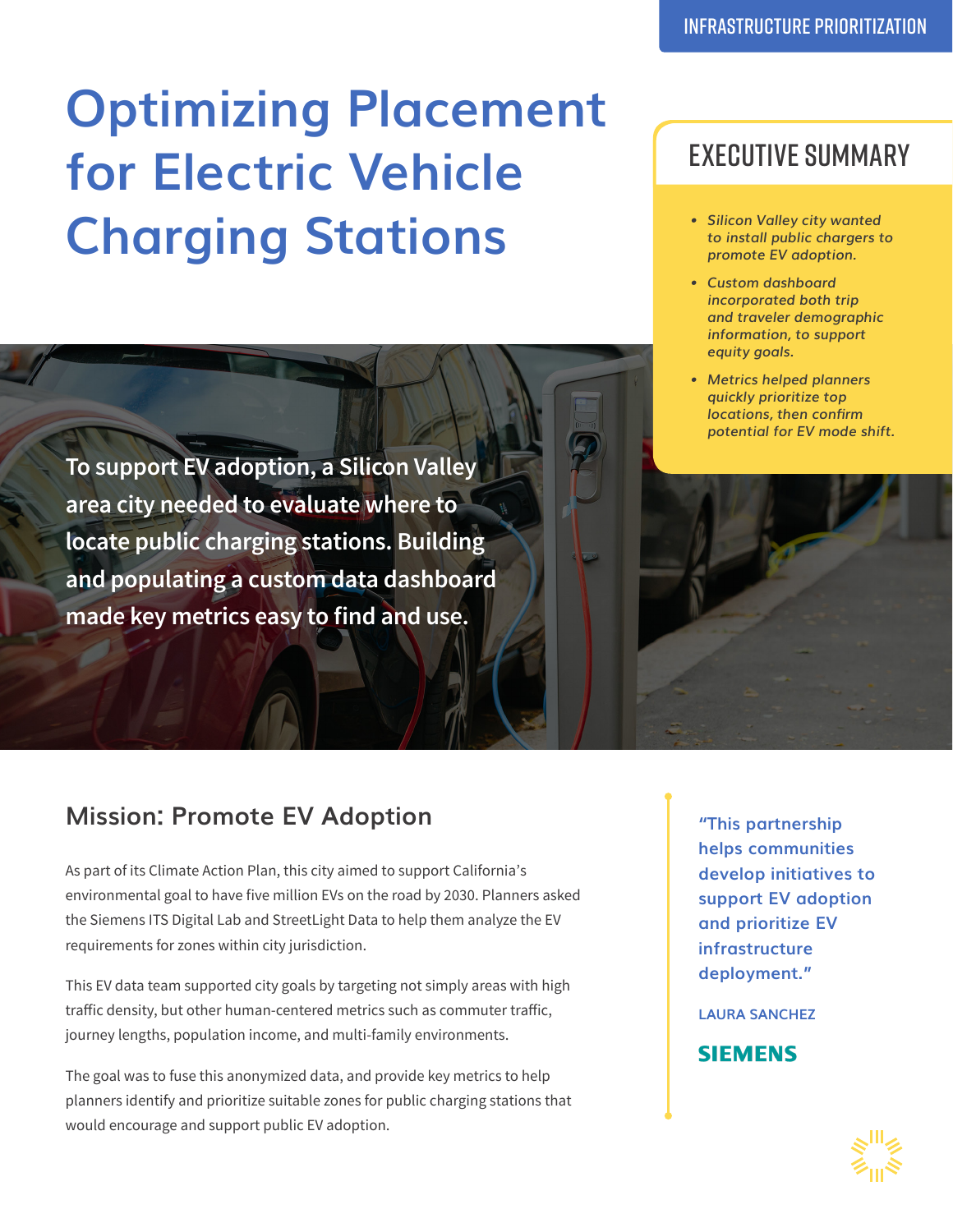INFRASTRUCTURE PRIORITIZATION

# Optimizing Placement for Electric Vehicle Charging Stations

## EXECUTIVE SUMMARY

- *Silicon Valley city wanted to install public chargers to promote EV adoption.*
- *Custom dashboard incorporated both trip and traveler demographic information, to support equity goals.*
- *Metrics helped planners quickly prioritize top locations, then confirm potential for EV mode shift.*

**To support EV adoption, a Silicon Valley area city needed to evaluate where to locate public charging stations. Building and populating a custom data dashboard made key metrics easy to find and use.**

## Mission: Promote EV Adoption

As part of its Climate Action Plan, this city aimed to support California's environmental goal to have five million EVs on the road by 2030. Planners asked the Siemens ITS Digital Lab and StreetLight Data to help them analyze the EV requirements for zones within city jurisdiction.

This EV data team supported city goals by targeting not simply areas with high traffic density, but other human-centered metrics such as commuter traffic, journey lengths, population income, and multi-family environments.

The goal was to fuse this anonymized data, and provide key metrics to help planners identify and prioritize suitable zones for public charging stations that would encourage and support public EV adoption.

**"This partnership helps communities develop initiatives to support EV adoption and prioritize EV infrastructure deployment."**

**LAURA SANCHEZ**

**SIEMENS**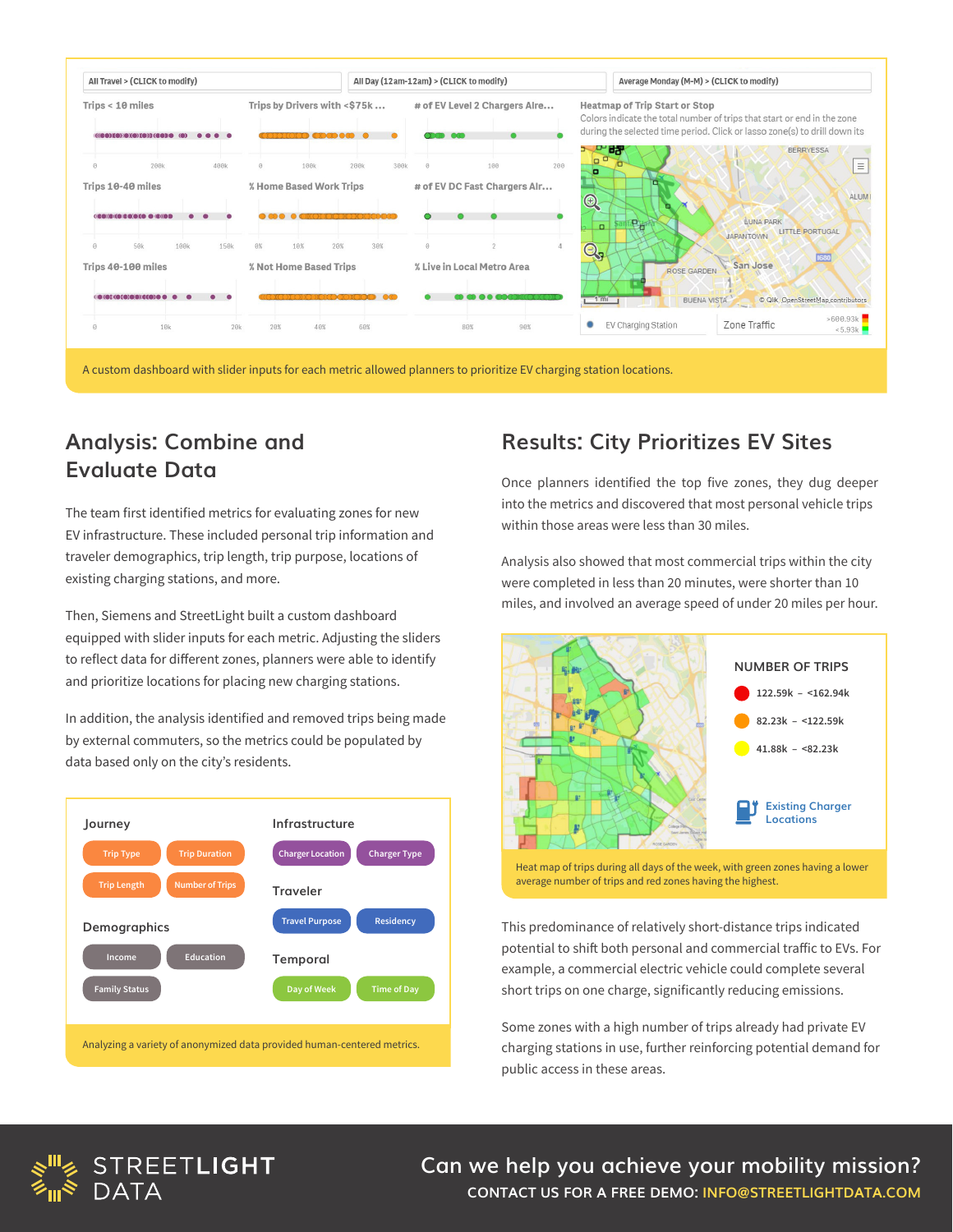All Travel > (CLICK to modify)
All Day (12am-12am) > (CLICK to modify)
Average Monday (M-M) > (CLICK to modify)

Trips < 10 miles
0 200k 400k

Trips by Drivers with <$75k ...
0 100k 200k 300k

# of EV Level 2 Chargers Alre...
0 100 200

Heatmap of Trip Start or Stop
Colors indicate the total number of trips that start or end in the zone during the selected time period. Click or lasso zone(s) to drill down its

Trips 10-40 miles
0 50k 100k 150k

% Home Based Work Trips
0% 10% 20% 30%

# of EV DC Fast Chargers Alr...
0 2 4

Trips 40-100 miles
0 10k 20k

% Not Home Based Trips
20% 40% 60%

% Live in Local Metro Area
80% 90%

EV Charging Station
Zone Traffic
>600.93k
<5.93k

A custom dashboard with slider inputs for each metric allowed planners to prioritize EV charging station locations.

## Analysis: Combine and Evaluate Data

The team first identified metrics for evaluating zones for new EV infrastructure. These included personal trip information and traveler demographics, trip length, trip purpose, locations of existing charging stations, and more.

Then, Siemens and StreetLight built a custom dashboard equipped with slider inputs for each metric. Adjusting the sliders to reflect data for different zones, planners were able to identify and prioritize locations for placing new charging stations.

In addition, the analysis identified and removed trips being made by external commuters, so the metrics could be populated by data based only on the city's residents.

**Journey**
- Trip Type
- Trip Duration
- Trip Length
- Number of Trips

**Demographics**
- Income
- Education
- Family Status

**Infrastructure**
- Charger Location
- Charger Type

**Traveler**
- Travel Purpose
- Residency

**Temporal**
- Day of Week
- Time of Day

Analyzing a variety of anonymized data provided human-centered metrics.

## Results: City Prioritizes EV Sites

Once planners identified the top five zones, they dug deeper into the metrics and discovered that most personal vehicle trips within those areas were less than 30 miles.

Analysis also showed that most commercial trips within the city were completed in less than 20 minutes, were shorter than 10 miles, and involved an average speed of under 20 miles per hour.

NUMBER OF TRIPS
122.59k – <162.94k
82.23k – <122.59k
41.88k – <82.23k
Existing Charger Locations

Heat map of trips during all days of the week, with green zones having a lower average number of trips and red zones having the highest.

This predominance of relatively short-distance trips indicated potential to shift both personal and commercial traffic to EVs. For example, a commercial electric vehicle could complete several short trips on one charge, significantly reducing emissions.

Some zones with a high number of trips already had private EV charging stations in use, further reinforcing potential demand for public access in these areas.

STREETLIGHT DATA

**Can we help you achieve your mobility mission?**
CONTACT US FOR A FREE DEMO: INFO@STREETLIGHTDATA.COM